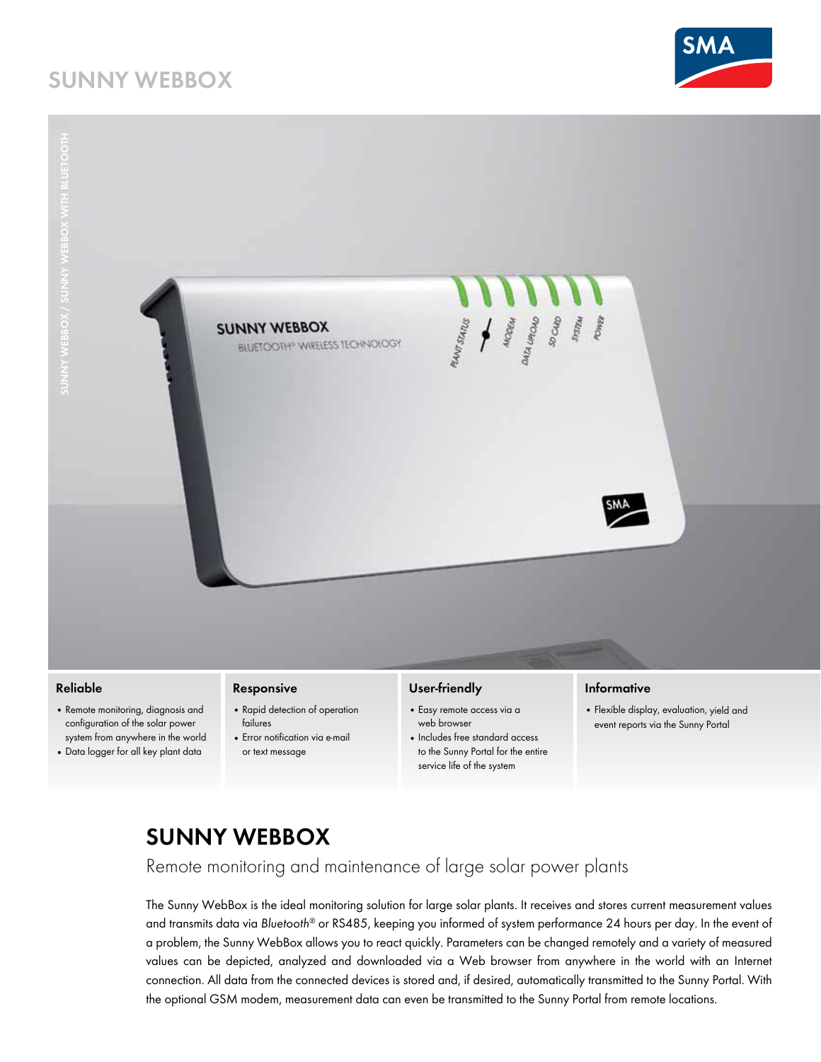# SUNNY WEBBOX

SUNNY WEBBOX / SUNNY WEBBOX WITH BLUETOOTH

### Reliable

- Remote monitoring, diagnosis and configuration of the solar power system from anywhere in the world
- Data logger for all key plant data

### Responsive

- Rapid detection of operation failures
- Error notification via e-mail or text message

### User-friendly

- Easy remote access via a web browser
- Includes free standard access to the Sunny Portal for the entire service life of the system

### Informative

- Flexible display, evaluation, yield and event reports via the Sunny Portal

## SUNNY WEBBOX

Remote monitoring and maintenance of large solar power plants

The Sunny WebBox is the ideal monitoring solution for large solar plants. It receives and stores current measurement values and transmits data via *Bluetooth*® or RS485, keeping you informed of system performance 24 hours per day. In the event of a problem, the Sunny WebBox allows you to react quickly. Parameters can be changed remotely and a variety of measured values can be depicted, analyzed and downloaded via a Web browser from anywhere in the world with an Internet connection. All data from the connected devices is stored and, if desired, automatically transmitted to the Sunny Portal. With the optional GSM modem, measurement data can even be transmitted to the Sunny Portal from remote locations.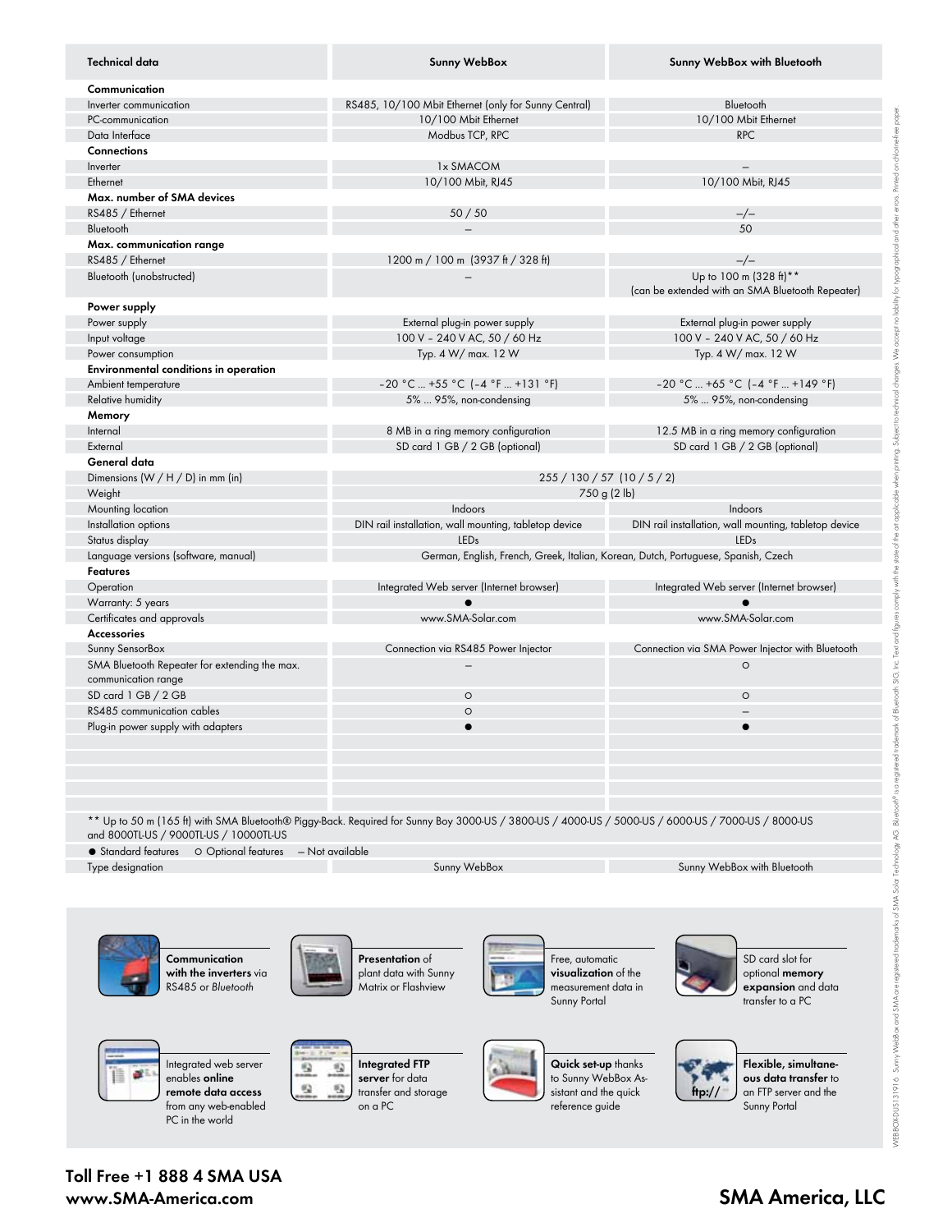| Technical data | Sunny WebBox | Sunny WebBox with Bluetooth |
|---|---|---|
| **Communication** | | |
| Inverter communication | RS485, 10/100 Mbit Ethernet (only for Sunny Central) | Bluetooth |
| PC-communication | 10/100 Mbit Ethernet | 10/100 Mbit Ethernet |
| Data Interface | Modbus TCP, RPC | RPC |
| **Connections** | | |
| Inverter | 1x SMACOM | – |
| Ethernet | 10/100 Mbit, RJ45 | 10/100 Mbit, RJ45 |
| **Max. number of SMA devices** | | |
| RS485 / Ethernet | 50 / 50 | –/– |
| Bluetooth | – | 50 |
| **Max. communication range** | | |
| RS485 / Ethernet | 1200 m / 100 m (3937 ft / 328 ft) | –/– |
| Bluetooth (unobstructed) | – | Up to 100 m (328 ft)** (can be extended with an SMA Bluetooth Repeater) |
| **Power supply** | | |
| Power supply | External plug-in power supply | External plug-in power supply |
| Input voltage | 100 V – 240 V AC, 50 / 60 Hz | 100 V – 240 V AC, 50 / 60 Hz |
| Power consumption | Typ. 4 W/ max. 12 W | Typ. 4 W/ max. 12 W |
| **Environmental conditions in operation** | | |
| Ambient temperature | −20 °C ... +55 °C (−4 °F ... +131 °F) | −20 °C ... +65 °C (−4 °F ... +149 °F) |
| Relative humidity | 5% ... 95%, non-condensing | 5% ... 95%, non-condensing |
| **Memory** | | |
| Internal | 8 MB in a ring memory configuration | 12.5 MB in a ring memory configuration |
| External | SD card 1 GB / 2 GB (optional) | SD card 1 GB / 2 GB (optional) |
| **General data** | | |
| Dimensions (W / H / D) in mm (in) | 255 / 130 / 57 (10 / 5 / 2) | |
| Weight | 750 g (2 lb) | |
| Mounting location | Indoors | Indoors |
| Installation options | DIN rail installation, wall mounting, tabletop device | DIN rail installation, wall mounting, tabletop device |
| Status display | LEDs | LEDs |
| Language versions (software, manual) | German, English, French, Greek, Italian, Korean, Dutch, Portuguese, Spanish, Czech | |
| **Features** | | |
| Operation | Integrated Web server (Internet browser) | Integrated Web server (Internet browser) |
| Warranty: 5 years | ● | ● |
| Certificates and approvals | www.SMA-Solar.com | www.SMA-Solar.com |
| **Accessories** | | |
| Sunny SensorBox | Connection via RS485 Power Injector | Connection via SMA Power Injector with Bluetooth |
| SMA Bluetooth Repeater for extending the max. communication range | – | ○ |
| SD card 1 GB / 2 GB | ○ | ○ |
| RS485 communication cables | ○ | – |
| Plug-in power supply with adapters | ● | ● |

** Up to 50 m (165 ft) with SMA Bluetooth® Piggy-Back. Required for Sunny Boy 3000-US / 3800-US / 4000-US / 5000-US / 6000-US / 7000-US / 8000-US and 8000TL-US / 9000TL-US / 10000TL-US

● Standard features ○ Optional features – Not available

| Type designation | Sunny WebBox | Sunny WebBox with Bluetooth |
|---|---|---|

**Communication with the inverters** via RS485 or *Bluetooth*

**Presentation** of plant data with Sunny Matrix or Flashview

Free, automatic **visualization** of the measurement data in Sunny Portal

SD card slot for optional **memory expansion** and data transfer to a PC

Integrated web server enables **online remote data access** from any web-enabled PC in the world

**Integrated FTP server** for data transfer and storage on a PC

**Quick set-up** thanks to Sunny WebBox Assistant and the quick reference guide

**Flexible, simultaneous data transfer** to an FTP server and the Sunny Portal

Sunny WebBox and SMA are registered trademarks of SMA Solar Technology AG. Bluetooth® is a registered trademark of Bluetooth SIG, Inc. Text and figures comply with the state of the art applicable when printing. Subject to technical changes. We accept no liability for typographical and other errors. Printed on chlorine-free paper.

WEBBOXDUS131916

**Toll Free +1 888 4 SMA USA**
**www.SMA-America.com**

**SMA America, LLC**